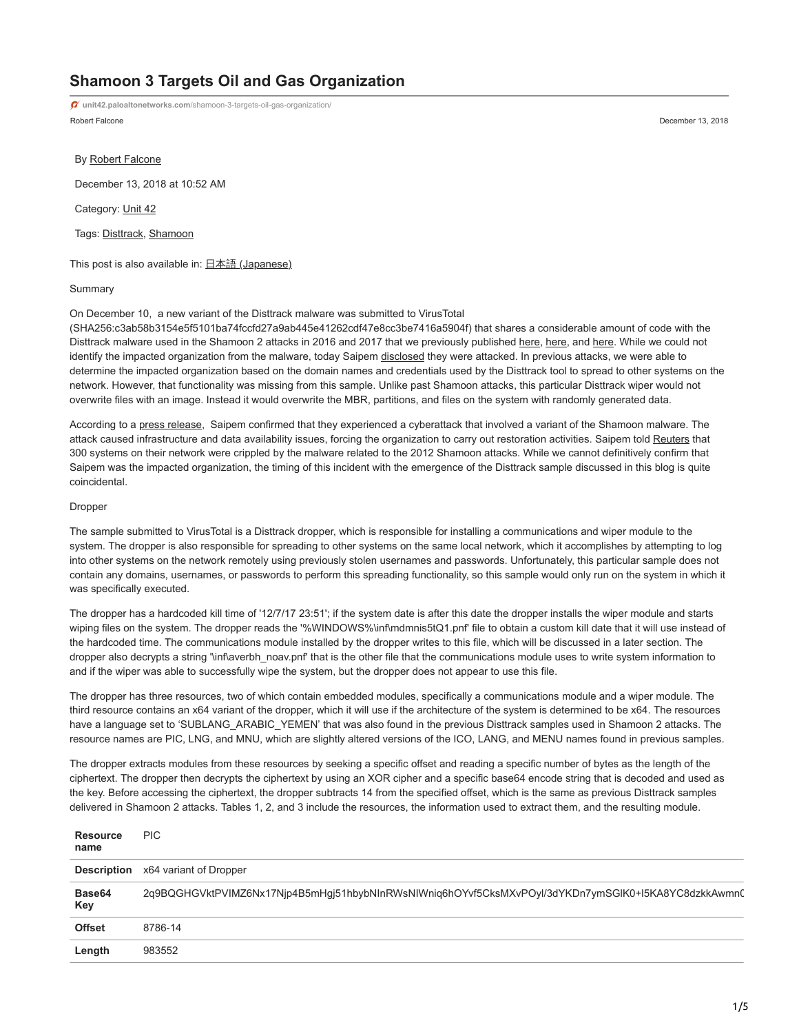# Shamoon 3 Targets Oil and Gas Organization

unit42.paloaltonetworks.com/shamoon-3-targets-oil-gas-organization/

Robert Falcone

December 13, 2018

By Robert Falcone

December 13, 2018 at 10:52 AM

Category: Unit 42

Tags: Distttrack, Shamoon

This post is also available in: 日本語 (Japanese)

Summary

On December 10, a new variant of the Disttrack malware was submitted to VirusTotal (SHA256:c3ab58b3154e5f5101ba74fccfd27a9ab445e41262cdf47e8cc3be7416a5904f) that shares a considerable amount of code with the Disttrack malware used in the Shamoon 2 attacks in 2016 and 2017 that we previously published here, here, and here. While we could not identify the impacted organization from the malware, today Saipem disclosed they were attacked. In previous attacks, we were able to determine the impacted organization based on the domain names and credentials used by the Disttrack tool to spread to other systems on the network. However, that functionality was missing from this sample. Unlike past Shamoon attacks, this particular Disttrack wiper would not overwrite files with an image. Instead it would overwrite the MBR, partitions, and files on the system with randomly generated data.

According to a press release, Saipem confirmed that they experienced a cyberattack that involved a variant of the Shamoon malware. The attack caused infrastructure and data availability issues, forcing the organization to carry out restoration activities. Saipem told Reuters that 300 systems on their network were crippled by the malware related to the 2012 Shamoon attacks. While we cannot definitively confirm that Saipem was the impacted organization, the timing of this incident with the emergence of the Disttrack sample discussed in this blog is quite coincidental.

Dropper

The sample submitted to VirusTotal is a Disttrack dropper, which is responsible for installing a communications and wiper module to the system. The dropper is also responsible for spreading to other systems on the same local network, which it accomplishes by attempting to log into other systems on the network remotely using previously stolen usernames and passwords. Unfortunately, this particular sample does not contain any domains, usernames, or passwords to perform this spreading functionality, so this sample would only run on the system in which it was specifically executed.

The dropper has a hardcoded kill time of '12/7/17 23:51'; if the system date is after this date the dropper installs the wiper module and starts wiping files on the system. The dropper reads the '%WINDOWS%\inf\mdmnis5tQ1.pnf' file to obtain a custom kill date that it will use instead of the hardcoded time. The communications module installed by the dropper writes to this file, which will be discussed in a later section. The dropper also decrypts a string '\inf\averbh_noav.pnf' that is the other file that the communications module uses to write system information to and if the wiper was able to successfully wipe the system, but the dropper does not appear to use this file.

The dropper has three resources, two of which contain embedded modules, specifically a communications module and a wiper module. The third resource contains an x64 variant of the dropper, which it will use if the architecture of the system is determined to be x64. The resources have a language set to 'SUBLANG_ARABIC_YEMEN' that was also found in the previous Disttrack samples used in Shamoon 2 attacks. The resource names are PIC, LNG, and MNU, which are slightly altered versions of the ICO, LANG, and MENU names found in previous samples.

The dropper extracts modules from these resources by seeking a specific offset and reading a specific number of bytes as the length of the ciphertext. The dropper then decrypts the ciphertext by using an XOR cipher and a specific base64 encode string that is decoded and used as the key. Before accessing the ciphertext, the dropper subtracts 14 from the specified offset, which is the same as previous Disttrack samples delivered in Shamoon 2 attacks. Tables 1, 2, and 3 include the resources, the information used to extract them, and the resulting module.

| **Resource name** | PIC |
|---|---|
| **Description** | x64 variant of Dropper |
| **Base64 Key** | 2q9BQGHGVktPVIMZ6Nx17Njp4B5mHgj51hbybNInRWsNIWniq6hOYvf5CksMXvPOyl/3dYKDn7ymSGlK0+I5KA8YC8dzkkAwmn( |
| **Offset** | 8786-14 |
| **Length** | 983552 |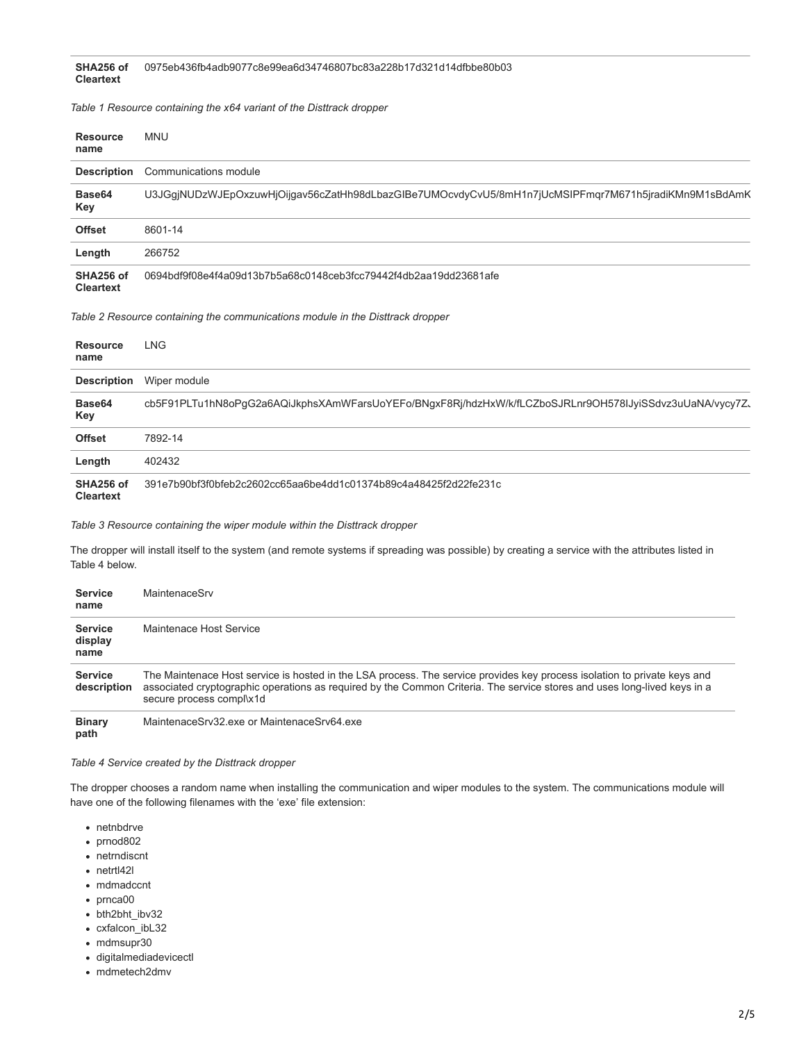| | |
|---|---|
| **SHA256 of Cleartext** | 0975eb436fb4adb9077c8e99ea6d34746807bc83a228b17d321d14dfbbe80b03 |

*Table 1 Resource containing the x64 variant of the Disttrack dropper*

| | |
|---|---|
| **Resource name** | MNU |
| **Description** | Communications module |
| **Base64 Key** | U3JGgjNUDzWJEpOxzuwHjOijgav56cZatHh98dLbazGIBe7UMOcvdyCvU5/8mH1n7jUcMSIPFmqr7M671h5jradiKMn9M1sBdAmK |
| **Offset** | 8601-14 |
| **Length** | 266752 |
| **SHA256 of Cleartext** | 0694bdf9f08e4f4a09d13b7b5a68c0148ceb3fcc79442f4db2aa19dd23681afe |

*Table 2 Resource containing the communications module in the Disttrack dropper*

| | |
|---|---|
| **Resource name** | LNG |
| **Description** | Wiper module |
| **Base64 Key** | cb5F91PLTu1hN8oPgG2a6AQiJkphsXAmWFarsUoYEFo/BNgxF8Rj/hdzHxW/k/fLCZboSJRLnr9OH578IJyiSSdvz3uUaNA/vycy7ZJ |
| **Offset** | 7892-14 |
| **Length** | 402432 |
| **SHA256 of Cleartext** | 391e7b90bf3f0bfeb2c2602cc65aa6be4dd1c01374b89c4a48425f2d22fe231c |

*Table 3 Resource containing the wiper module within the Disttrack dropper*

The dropper will install itself to the system (and remote systems if spreading was possible) by creating a service with the attributes listed in Table 4 below.

| | |
|---|---|
| **Service name** | MaintenaceSrv |
| **Service display name** | Maintenace Host Service |
| **Service description** | The Maintenace Host service is hosted in the LSA process. The service provides key process isolation to private keys and associated cryptographic operations as required by the Common Criteria. The service stores and uses long-lived keys in a secure process compl\x1d |
| **Binary path** | MaintenaceSrv32.exe or MaintenaceSrv64.exe |

*Table 4 Service created by the Disttrack dropper*

The dropper chooses a random name when installing the communication and wiper modules to the system. The communications module will have one of the following filenames with the 'exe' file extension:

- netnbdrve
- prnod802
- netrndiscnt
- netrtl42l
- mdmadccnt
- prnca00
- bth2bht_ibv32
- cxfalcon_ibL32
- mdmsupr30
- digitalmediadevicectl
- mdmetech2dmv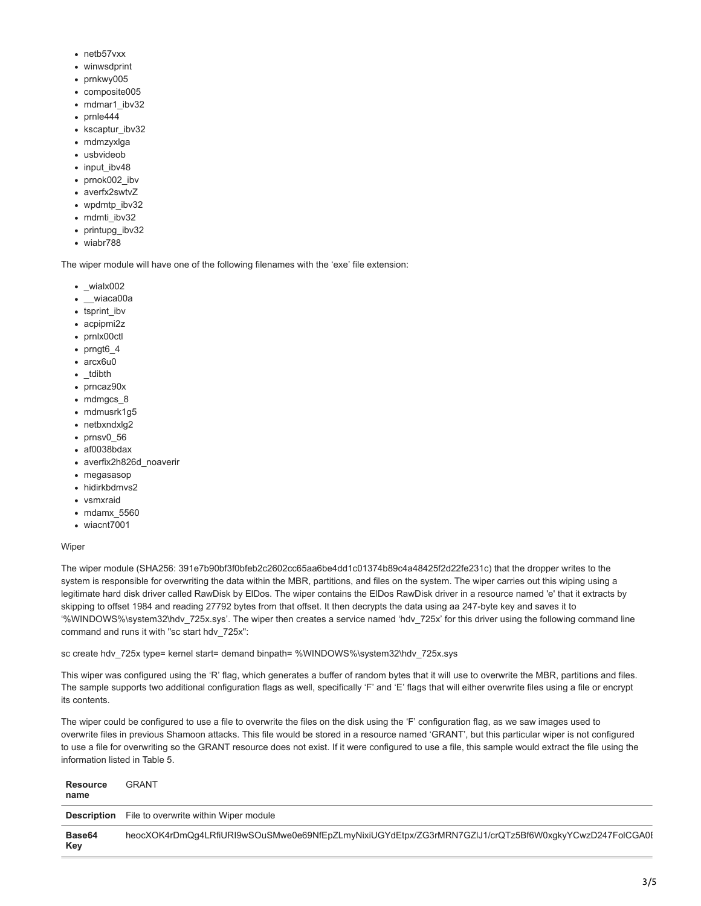- netb57vxx
- winwsdprint
- prnkwy005
- composite005
- mdmar1_ibv32
- prnle444
- kscaptur_ibv32
- mdmzyxlga
- usbvideob
- input_ibv48
- prnok002_ibv
- averfx2swtvZ
- wpdmtp_ibv32
- mdmti_ibv32
- printupg_ibv32
- wiabr788

The wiper module will have one of the following filenames with the 'exe' file extension:

- _wialx002
- __wiaca00a
- tsprint_ibv
- acpipmi2z
- prnlx00ctl
- prngt6_4
- arcx6u0
- _tdibth
- prncaz90x
- mdmgcs_8
- mdmusrk1g5
- netbxndxlg2
- prnsv0_56
- af0038bdax
- averfix2h826d_noaverir
- megasasop
- hidirkbdmvs2
- vsmxraid
- mdamx_5560
- wiacnt7001

Wiper

The wiper module (SHA256: 391e7b90bf3f0bfeb2c2602cc65aa6be4dd1c01374b89c4a48425f2d22fe231c) that the dropper writes to the system is responsible for overwriting the data within the MBR, partitions, and files on the system. The wiper carries out this wiping using a legitimate hard disk driver called RawDisk by ElDos. The wiper contains the ElDos RawDisk driver in a resource named 'e' that it extracts by skipping to offset 1984 and reading 27792 bytes from that offset. It then decrypts the data using aa 247-byte key and saves it to '%WINDOWS%\system32\hdv_725x.sys'. The wiper then creates a service named 'hdv_725x' for this driver using the following command line command and runs it with "sc start hdv_725x":

```
sc create hdv_725x type= kernel start= demand binpath= %WINDOWS%\system32\hdv_725x.sys
```

This wiper was configured using the 'R' flag, which generates a buffer of random bytes that it will use to overwrite the MBR, partitions and files. The sample supports two additional configuration flags as well, specifically 'F' and 'E' flags that will either overwrite files using a file or encrypt its contents.

The wiper could be configured to use a file to overwrite the files on the disk using the 'F' configuration flag, as we saw images used to overwrite files in previous Shamoon attacks. This file would be stored in a resource named 'GRANT', but this particular wiper is not configured to use a file for overwriting so the GRANT resource does not exist. If it were configured to use a file, this sample would extract the file using the information listed in Table 5.

| **Resource name** | GRANT |
|---|---|
| **Description** | File to overwrite within Wiper module |
| **Base64 Key** | heocXOK4rDmQg4LRfiURI9wSOuSMwe0e69NfEpZLmyNixiUGYdEtpx/ZG3rMRN7GZlJ1/crQTz5Bf6W0xgkyYCwzD247FolCGA0E |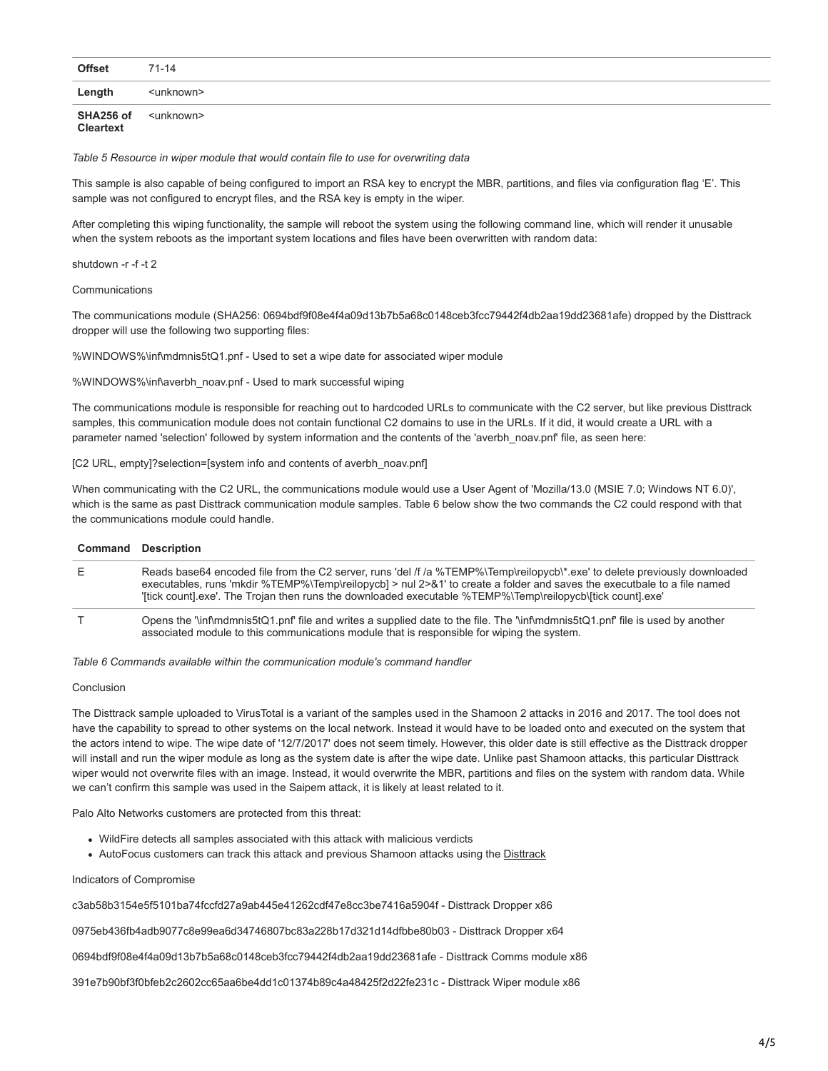| Offset | 71-14 |
|---|---|
| Length | <unknown> |
| SHA256 of Cleartext | <unknown> |

*Table 5 Resource in wiper module that would contain file to use for overwriting data*

This sample is also capable of being configured to import an RSA key to encrypt the MBR, partitions, and files via configuration flag 'E'. This sample was not configured to encrypt files, and the RSA key is empty in the wiper.

After completing this wiping functionality, the sample will reboot the system using the following command line, which will render it unusable when the system reboots as the important system locations and files have been overwritten with random data:

shutdown -r -f -t 2

Communications

The communications module (SHA256: 0694bdf9f08e4f4a09d13b7b5a68c0148ceb3fcc79442f4db2aa19dd23681afe) dropped by the Disttrack dropper will use the following two supporting files:

%WINDOWS%\inf\mdmnis5tQ1.pnf - Used to set a wipe date for associated wiper module

%WINDOWS%\inf\averbh_noav.pnf - Used to mark successful wiping

The communications module is responsible for reaching out to hardcoded URLs to communicate with the C2 server, but like previous Disttrack samples, this communication module does not contain functional C2 domains to use in the URLs. If it did, it would create a URL with a parameter named 'selection' followed by system information and the contents of the 'averbh_noav.pnf' file, as seen here:

[C2 URL, empty]?selection=[system info and contents of averbh_noav.pnf]

When communicating with the C2 URL, the communications module would use a User Agent of 'Mozilla/13.0 (MSIE 7.0; Windows NT 6.0)', which is the same as past Disttrack communication module samples. Table 6 below show the two commands the C2 could respond with that the communications module could handle.

| Command | Description |
|---|---|
| E | Reads base64 encoded file from the C2 server, runs 'del /f /a %TEMP%\Temp\reilopycb\*.exe' to delete previously downloaded executables, runs 'mkdir %TEMP%\Temp\reilopycb] > nul 2>&1' to create a folder and saves the executbale to a file named '[tick count].exe'. The Trojan then runs the downloaded executable %TEMP%\Temp\reilopycb\[tick count].exe' |
| T | Opens the '\inf\mdmnis5tQ1.pnf' file and writes a supplied date to the file. The '\inf\mdmnis5tQ1.pnf' file is used by another associated module to this communications module that is responsible for wiping the system. |

*Table 6 Commands available within the communication module's command handler*

Conclusion

The Disttrack sample uploaded to VirusTotal is a variant of the samples used in the Shamoon 2 attacks in 2016 and 2017. The tool does not have the capability to spread to other systems on the local network. Instead it would have to be loaded onto and executed on the system that the actors intend to wipe. The wipe date of '12/7/2017' does not seem timely. However, this older date is still effective as the Disttrack dropper will install and run the wiper module as long as the system date is after the wipe date. Unlike past Shamoon attacks, this particular Disttrack wiper would not overwrite files with an image. Instead, it would overwrite the MBR, partitions and files on the system with random data. While we can't confirm this sample was used in the Saipem attack, it is likely at least related to it.

Palo Alto Networks customers are protected from this threat:

- WildFire detects all samples associated with this attack with malicious verdicts
- AutoFocus customers can track this attack and previous Shamoon attacks using the Disttrack

Indicators of Compromise

c3ab58b3154e5f5101ba74fccfd27a9ab445e41262cdf47e8cc3be7416a5904f - Disttrack Dropper x86

0975eb436fb4adb9077c8e99ea6d34746807bc83a228b17d321d14dfbbe80b03 - Disttrack Dropper x64

0694bdf9f08e4f4a09d13b7b5a68c0148ceb3fcc79442f4db2aa19dd23681afe - Disttrack Comms module x86

391e7b90bf3f0bfeb2c2602cc65aa6be4dd1c01374b89c4a48425f2d22fe231c - Disttrack Wiper module x86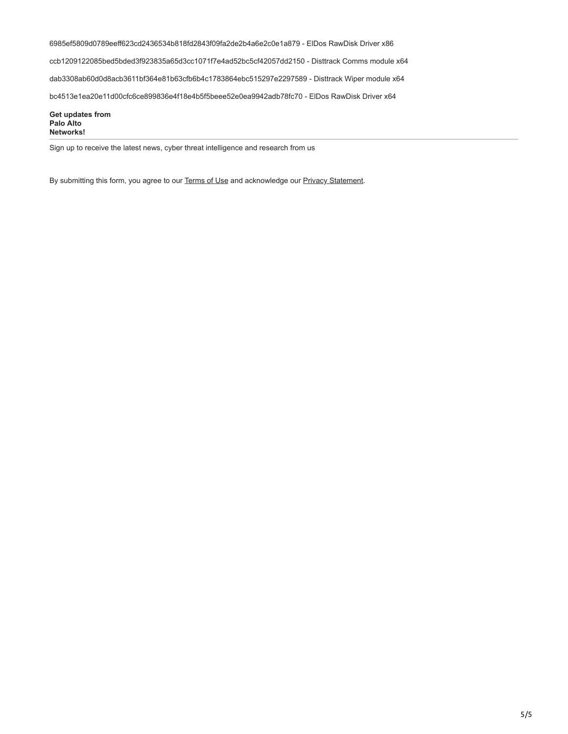6985ef5809d0789eeff623cd2436534b818fd2843f09fa2de2b4a6e2c0e1a879 - ElDos RawDisk Driver x86

ccb1209122085bed5bded3f923835a65d3cc1071f7e4ad52bc5cf42057dd2150 - Disttrack Comms module x64

dab3308ab60d0d8acb3611bf364e81b63cfb6b4c1783864ebc515297e2297589 - Disttrack Wiper module x64

bc4513e1ea20e11d00cfc6ce899836e4f18e4b5f5beee52e0ea9942adb78fc70 - ElDos RawDisk Driver x64

**Get updates from Palo Alto Networks!**

Sign up to receive the latest news, cyber threat intelligence and research from us

By submitting this form, you agree to our Terms of Use and acknowledge our Privacy Statement.